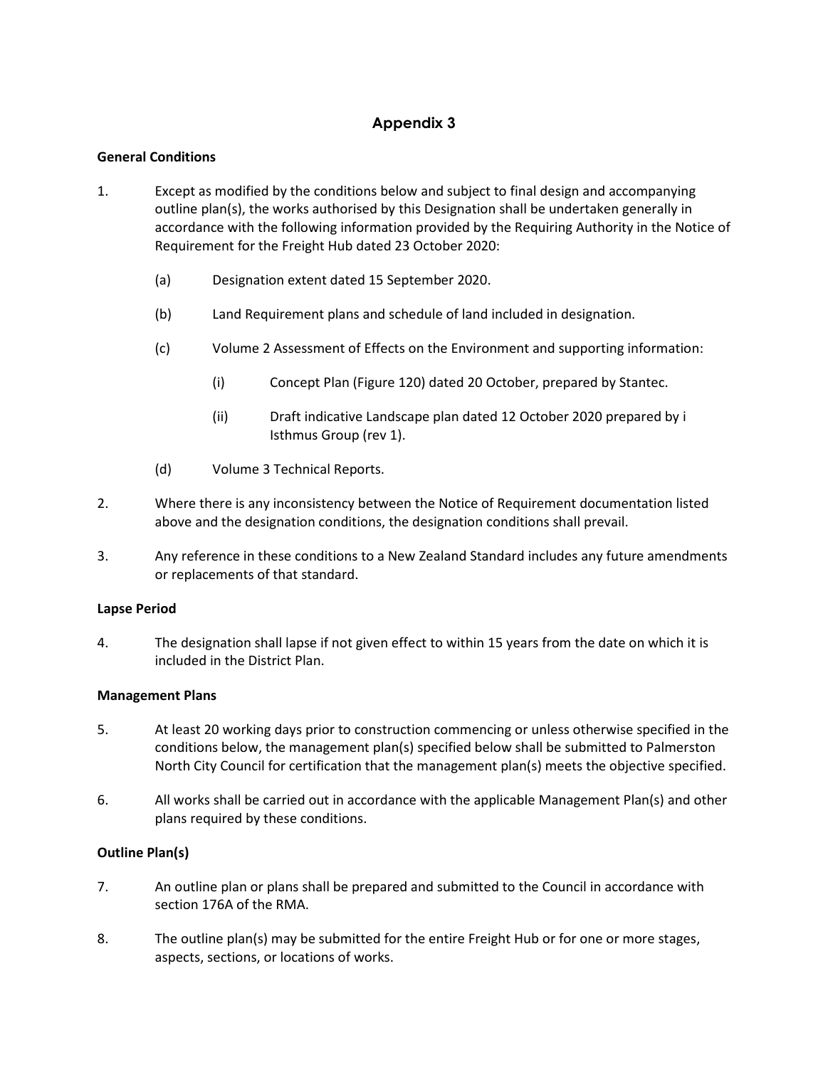# Appendix 3

**General Conditions**

1. Except as modified by the conditions below and subject to final design and accompanying outline plan(s), the works authorised by this Designation shall be undertaken generally in accordance with the following information provided by the Requiring Authority in the Notice of Requirement for the Freight Hub dated 23 October 2020:

   (a) Designation extent dated 15 September 2020.

   (b) Land Requirement plans and schedule of land included in designation.

   (c) Volume 2 Assessment of Effects on the Environment and supporting information:

      (i) Concept Plan (Figure 120) dated 20 October, prepared by Stantec.

      (ii) Draft indicative Landscape plan dated 12 October 2020 prepared by i Isthmus Group (rev 1).

   (d) Volume 3 Technical Reports.

2. Where there is any inconsistency between the Notice of Requirement documentation listed above and the designation conditions, the designation conditions shall prevail.

3. Any reference in these conditions to a New Zealand Standard includes any future amendments or replacements of that standard.

**Lapse Period**

4. The designation shall lapse if not given effect to within 15 years from the date on which it is included in the District Plan.

**Management Plans**

5. At least 20 working days prior to construction commencing or unless otherwise specified in the conditions below, the management plan(s) specified below shall be submitted to Palmerston North City Council for certification that the management plan(s) meets the objective specified.

6. All works shall be carried out in accordance with the applicable Management Plan(s) and other plans required by these conditions.

**Outline Plan(s)**

7. An outline plan or plans shall be prepared and submitted to the Council in accordance with section 176A of the RMA.

8. The outline plan(s) may be submitted for the entire Freight Hub or for one or more stages, aspects, sections, or locations of works.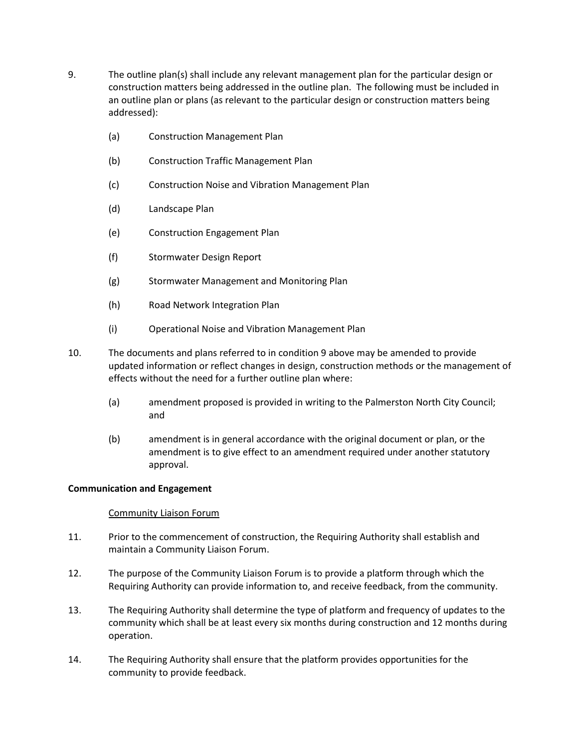9. The outline plan(s) shall include any relevant management plan for the particular design or construction matters being addressed in the outline plan. The following must be included in an outline plan or plans (as relevant to the particular design or construction matters being addressed):

   (a) Construction Management Plan

   (b) Construction Traffic Management Plan

   (c) Construction Noise and Vibration Management Plan

   (d) Landscape Plan

   (e) Construction Engagement Plan

   (f) Stormwater Design Report

   (g) Stormwater Management and Monitoring Plan

   (h) Road Network Integration Plan

   (i) Operational Noise and Vibration Management Plan

10. The documents and plans referred to in condition 9 above may be amended to provide updated information or reflect changes in design, construction methods or the management of effects without the need for a further outline plan where:

    (a) amendment proposed is provided in writing to the Palmerston North City Council; and

    (b) amendment is in general accordance with the original document or plan, or the amendment is to give effect to an amendment required under another statutory approval.

**Communication and Engagement**

Community Liaison Forum

11. Prior to the commencement of construction, the Requiring Authority shall establish and maintain a Community Liaison Forum.

12. The purpose of the Community Liaison Forum is to provide a platform through which the Requiring Authority can provide information to, and receive feedback, from the community.

13. The Requiring Authority shall determine the type of platform and frequency of updates to the community which shall be at least every six months during construction and 12 months during operation.

14. The Requiring Authority shall ensure that the platform provides opportunities for the community to provide feedback.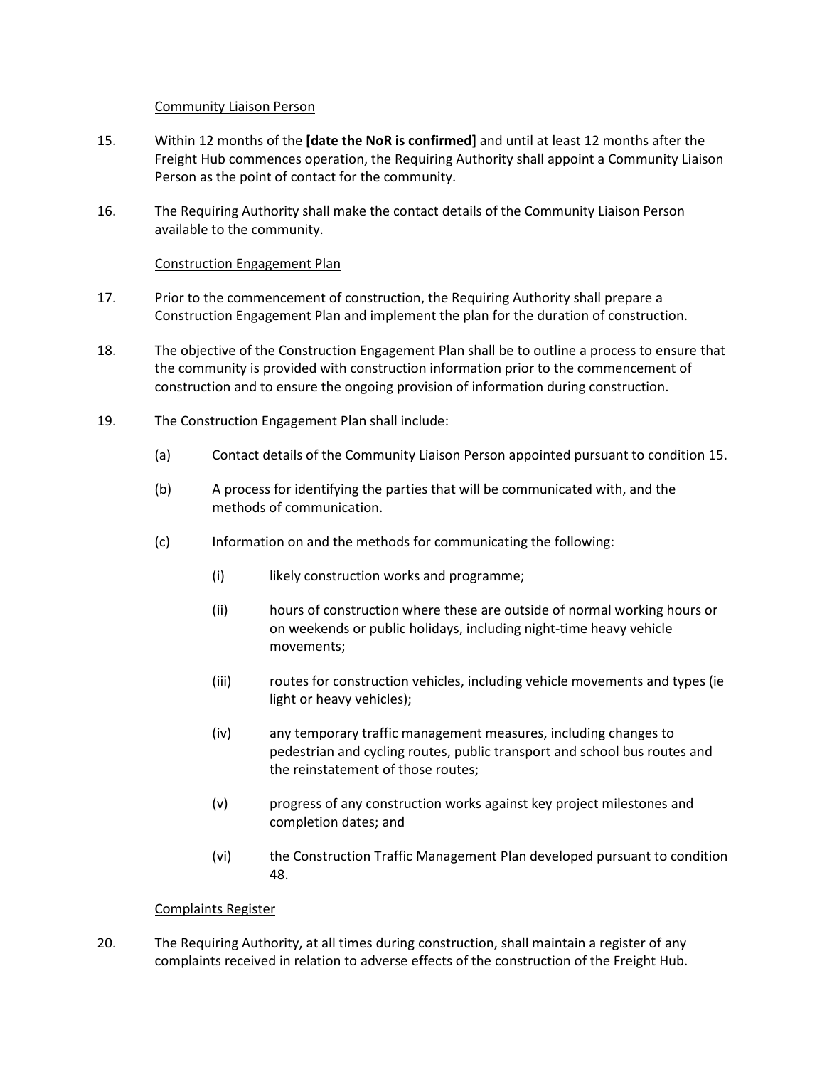Community Liaison Person

15. Within 12 months of the **[date the NoR is confirmed]** and until at least 12 months after the Freight Hub commences operation, the Requiring Authority shall appoint a Community Liaison Person as the point of contact for the community.

16. The Requiring Authority shall make the contact details of the Community Liaison Person available to the community.

Construction Engagement Plan

17. Prior to the commencement of construction, the Requiring Authority shall prepare a Construction Engagement Plan and implement the plan for the duration of construction.

18. The objective of the Construction Engagement Plan shall be to outline a process to ensure that the community is provided with construction information prior to the commencement of construction and to ensure the ongoing provision of information during construction.

19. The Construction Engagement Plan shall include:

    (a) Contact details of the Community Liaison Person appointed pursuant to condition 15.

    (b) A process for identifying the parties that will be communicated with, and the methods of communication.

    (c) Information on and the methods for communicating the following:

        (i) likely construction works and programme;

        (ii) hours of construction where these are outside of normal working hours or on weekends or public holidays, including night-time heavy vehicle movements;

        (iii) routes for construction vehicles, including vehicle movements and types (ie light or heavy vehicles);

        (iv) any temporary traffic management measures, including changes to pedestrian and cycling routes, public transport and school bus routes and the reinstatement of those routes;

        (v) progress of any construction works against key project milestones and completion dates; and

        (vi) the Construction Traffic Management Plan developed pursuant to condition 48.

Complaints Register

20. The Requiring Authority, at all times during construction, shall maintain a register of any complaints received in relation to adverse effects of the construction of the Freight Hub.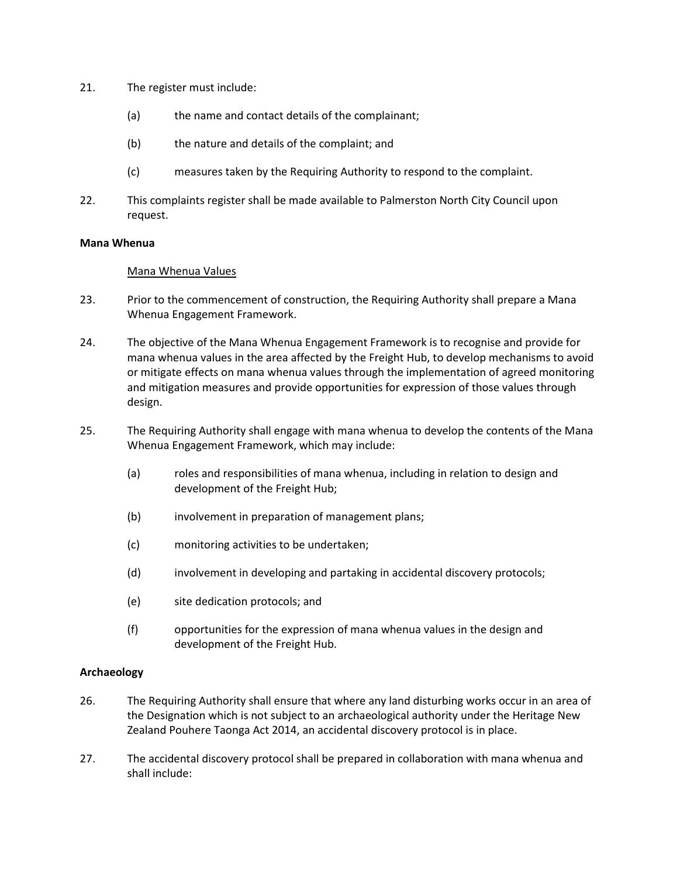21. The register must include:

    (a) the name and contact details of the complainant;

    (b) the nature and details of the complaint; and

    (c) measures taken by the Requiring Authority to respond to the complaint.

22. This complaints register shall be made available to Palmerston North City Council upon request.

**Mana Whenua**

<u>Mana Whenua Values</u>

23. Prior to the commencement of construction, the Requiring Authority shall prepare a Mana Whenua Engagement Framework.

24. The objective of the Mana Whenua Engagement Framework is to recognise and provide for mana whenua values in the area affected by the Freight Hub, to develop mechanisms to avoid or mitigate effects on mana whenua values through the implementation of agreed monitoring and mitigation measures and provide opportunities for expression of those values through design.

25. The Requiring Authority shall engage with mana whenua to develop the contents of the Mana Whenua Engagement Framework, which may include:

    (a) roles and responsibilities of mana whenua, including in relation to design and development of the Freight Hub;

    (b) involvement in preparation of management plans;

    (c) monitoring activities to be undertaken;

    (d) involvement in developing and partaking in accidental discovery protocols;

    (e) site dedication protocols; and

    (f) opportunities for the expression of mana whenua values in the design and development of the Freight Hub.

**Archaeology**

26. The Requiring Authority shall ensure that where any land disturbing works occur in an area of the Designation which is not subject to an archaeological authority under the Heritage New Zealand Pouhere Taonga Act 2014, an accidental discovery protocol is in place.

27. The accidental discovery protocol shall be prepared in collaboration with mana whenua and shall include: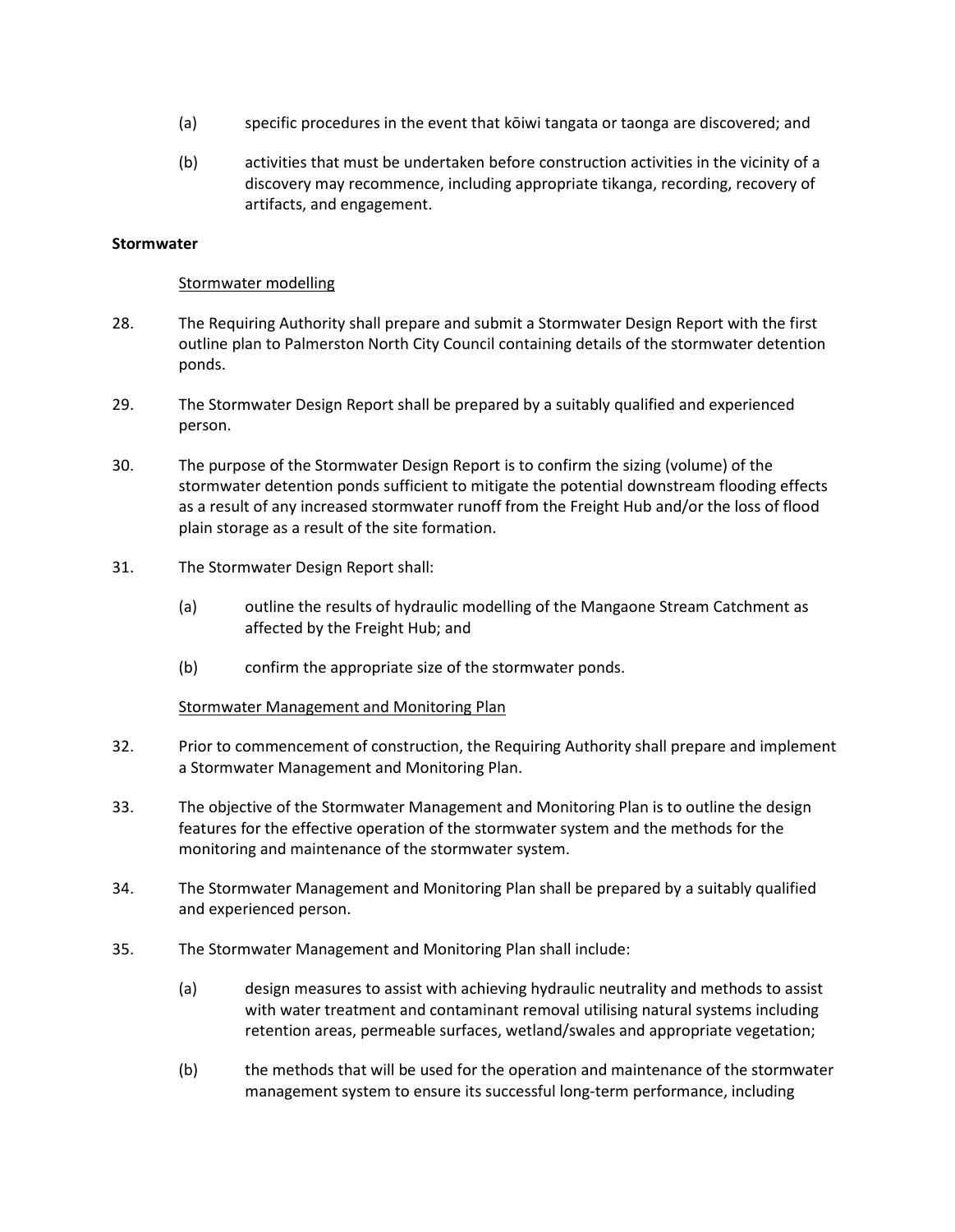(a) specific procedures in the event that kōiwi tangata or taonga are discovered; and

(b) activities that must be undertaken before construction activities in the vicinity of a discovery may recommence, including appropriate tikanga, recording, recovery of artifacts, and engagement.

**Stormwater**

<u>Stormwater modelling</u>

28. The Requiring Authority shall prepare and submit a Stormwater Design Report with the first outline plan to Palmerston North City Council containing details of the stormwater detention ponds.

29. The Stormwater Design Report shall be prepared by a suitably qualified and experienced person.

30. The purpose of the Stormwater Design Report is to confirm the sizing (volume) of the stormwater detention ponds sufficient to mitigate the potential downstream flooding effects as a result of any increased stormwater runoff from the Freight Hub and/or the loss of flood plain storage as a result of the site formation.

31. The Stormwater Design Report shall:

    (a) outline the results of hydraulic modelling of the Mangaone Stream Catchment as affected by the Freight Hub; and

    (b) confirm the appropriate size of the stormwater ponds.

<u>Stormwater Management and Monitoring Plan</u>

32. Prior to commencement of construction, the Requiring Authority shall prepare and implement a Stormwater Management and Monitoring Plan.

33. The objective of the Stormwater Management and Monitoring Plan is to outline the design features for the effective operation of the stormwater system and the methods for the monitoring and maintenance of the stormwater system.

34. The Stormwater Management and Monitoring Plan shall be prepared by a suitably qualified and experienced person.

35. The Stormwater Management and Monitoring Plan shall include:

    (a) design measures to assist with achieving hydraulic neutrality and methods to assist with water treatment and contaminant removal utilising natural systems including retention areas, permeable surfaces, wetland/swales and appropriate vegetation;

    (b) the methods that will be used for the operation and maintenance of the stormwater management system to ensure its successful long-term performance, including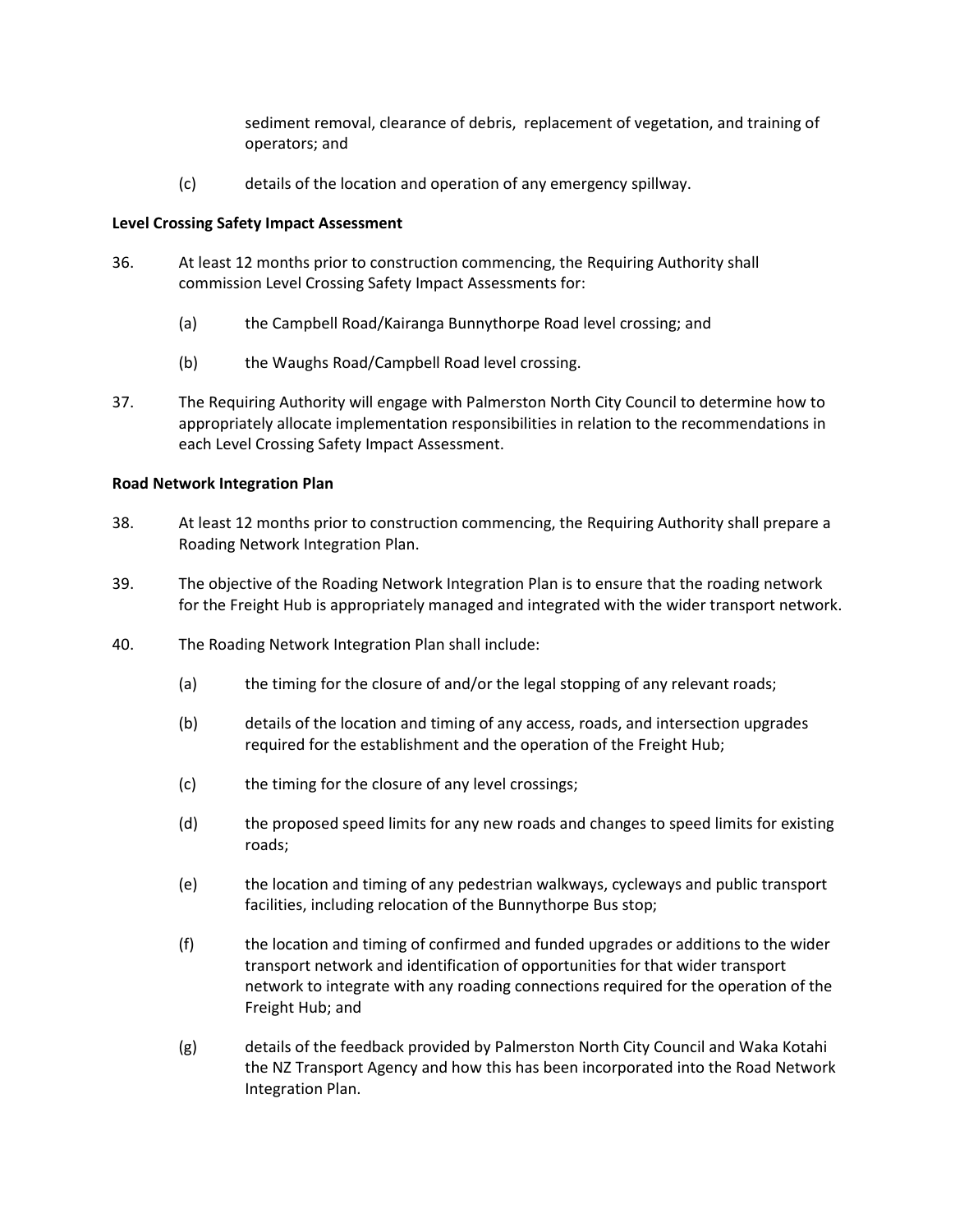sediment removal, clearance of debris, replacement of vegetation, and training of operators; and

(c) details of the location and operation of any emergency spillway.

**Level Crossing Safety Impact Assessment**

36. At least 12 months prior to construction commencing, the Requiring Authority shall commission Level Crossing Safety Impact Assessments for:

    (a) the Campbell Road/Kairanga Bunnythorpe Road level crossing; and

    (b) the Waughs Road/Campbell Road level crossing.

37. The Requiring Authority will engage with Palmerston North City Council to determine how to appropriately allocate implementation responsibilities in relation to the recommendations in each Level Crossing Safety Impact Assessment.

**Road Network Integration Plan**

38. At least 12 months prior to construction commencing, the Requiring Authority shall prepare a Roading Network Integration Plan.

39. The objective of the Roading Network Integration Plan is to ensure that the roading network for the Freight Hub is appropriately managed and integrated with the wider transport network.

40. The Roading Network Integration Plan shall include:

    (a) the timing for the closure of and/or the legal stopping of any relevant roads;

    (b) details of the location and timing of any access, roads, and intersection upgrades required for the establishment and the operation of the Freight Hub;

    (c) the timing for the closure of any level crossings;

    (d) the proposed speed limits for any new roads and changes to speed limits for existing roads;

    (e) the location and timing of any pedestrian walkways, cycleways and public transport facilities, including relocation of the Bunnythorpe Bus stop;

    (f) the location and timing of confirmed and funded upgrades or additions to the wider transport network and identification of opportunities for that wider transport network to integrate with any roading connections required for the operation of the Freight Hub; and

    (g) details of the feedback provided by Palmerston North City Council and Waka Kotahi the NZ Transport Agency and how this has been incorporated into the Road Network Integration Plan.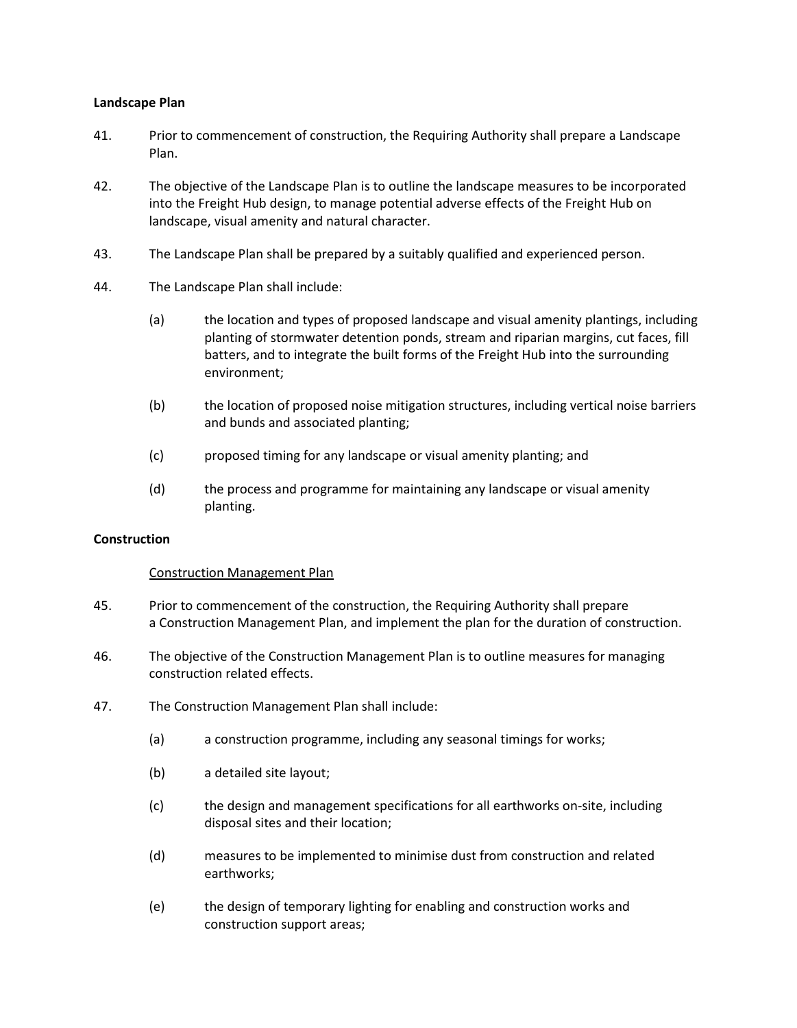**Landscape Plan**

41. Prior to commencement of construction, the Requiring Authority shall prepare a Landscape Plan.

42. The objective of the Landscape Plan is to outline the landscape measures to be incorporated into the Freight Hub design, to manage potential adverse effects of the Freight Hub on landscape, visual amenity and natural character.

43. The Landscape Plan shall be prepared by a suitably qualified and experienced person.

44. The Landscape Plan shall include:

    (a) the location and types of proposed landscape and visual amenity plantings, including planting of stormwater detention ponds, stream and riparian margins, cut faces, fill batters, and to integrate the built forms of the Freight Hub into the surrounding environment;

    (b) the location of proposed noise mitigation structures, including vertical noise barriers and bunds and associated planting;

    (c) proposed timing for any landscape or visual amenity planting; and

    (d) the process and programme for maintaining any landscape or visual amenity planting.

**Construction**

<u>Construction Management Plan</u>

45. Prior to commencement of the construction, the Requiring Authority shall prepare a Construction Management Plan, and implement the plan for the duration of construction.

46. The objective of the Construction Management Plan is to outline measures for managing construction related effects.

47. The Construction Management Plan shall include:

    (a) a construction programme, including any seasonal timings for works;

    (b) a detailed site layout;

    (c) the design and management specifications for all earthworks on-site, including disposal sites and their location;

    (d) measures to be implemented to minimise dust from construction and related earthworks;

    (e) the design of temporary lighting for enabling and construction works and construction support areas;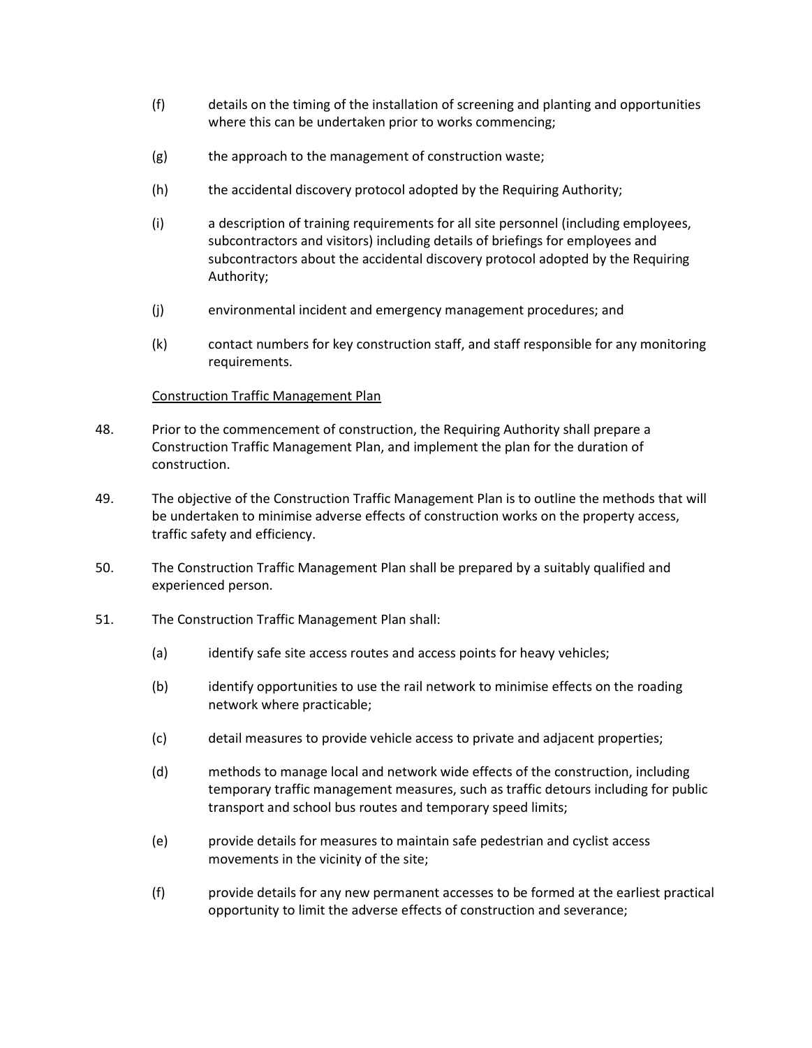(f) details on the timing of the installation of screening and planting and opportunities where this can be undertaken prior to works commencing;

(g) the approach to the management of construction waste;

(h) the accidental discovery protocol adopted by the Requiring Authority;

(i) a description of training requirements for all site personnel (including employees, subcontractors and visitors) including details of briefings for employees and subcontractors about the accidental discovery protocol adopted by the Requiring Authority;

(j) environmental incident and emergency management procedures; and

(k) contact numbers for key construction staff, and staff responsible for any monitoring requirements.

<u>Construction Traffic Management Plan</u>

48. Prior to the commencement of construction, the Requiring Authority shall prepare a Construction Traffic Management Plan, and implement the plan for the duration of construction.

49. The objective of the Construction Traffic Management Plan is to outline the methods that will be undertaken to minimise adverse effects of construction works on the property access, traffic safety and efficiency.

50. The Construction Traffic Management Plan shall be prepared by a suitably qualified and experienced person.

51. The Construction Traffic Management Plan shall:

(a) identify safe site access routes and access points for heavy vehicles;

(b) identify opportunities to use the rail network to minimise effects on the roading network where practicable;

(c) detail measures to provide vehicle access to private and adjacent properties;

(d) methods to manage local and network wide effects of the construction, including temporary traffic management measures, such as traffic detours including for public transport and school bus routes and temporary speed limits;

(e) provide details for measures to maintain safe pedestrian and cyclist access movements in the vicinity of the site;

(f) provide details for any new permanent accesses to be formed at the earliest practical opportunity to limit the adverse effects of construction and severance;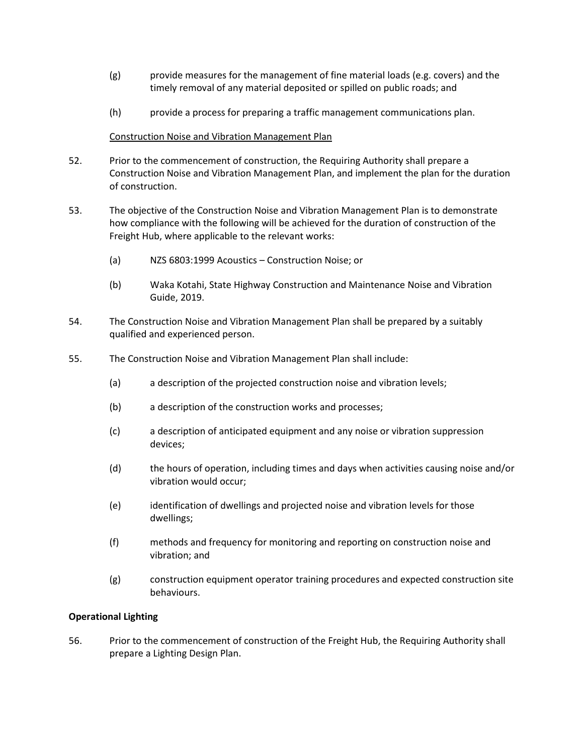(g) provide measures for the management of fine material loads (e.g. covers) and the timely removal of any material deposited or spilled on public roads; and

(h) provide a process for preparing a traffic management communications plan.

Construction Noise and Vibration Management Plan

52. Prior to the commencement of construction, the Requiring Authority shall prepare a Construction Noise and Vibration Management Plan, and implement the plan for the duration of construction.

53. The objective of the Construction Noise and Vibration Management Plan is to demonstrate how compliance with the following will be achieved for the duration of construction of the Freight Hub, where applicable to the relevant works:

(a) NZS 6803:1999 Acoustics – Construction Noise; or

(b) Waka Kotahi, State Highway Construction and Maintenance Noise and Vibration Guide, 2019.

54. The Construction Noise and Vibration Management Plan shall be prepared by a suitably qualified and experienced person.

55. The Construction Noise and Vibration Management Plan shall include:

(a) a description of the projected construction noise and vibration levels;

(b) a description of the construction works and processes;

(c) a description of anticipated equipment and any noise or vibration suppression devices;

(d) the hours of operation, including times and days when activities causing noise and/or vibration would occur;

(e) identification of dwellings and projected noise and vibration levels for those dwellings;

(f) methods and frequency for monitoring and reporting on construction noise and vibration; and

(g) construction equipment operator training procedures and expected construction site behaviours.

**Operational Lighting**

56. Prior to the commencement of construction of the Freight Hub, the Requiring Authority shall prepare a Lighting Design Plan.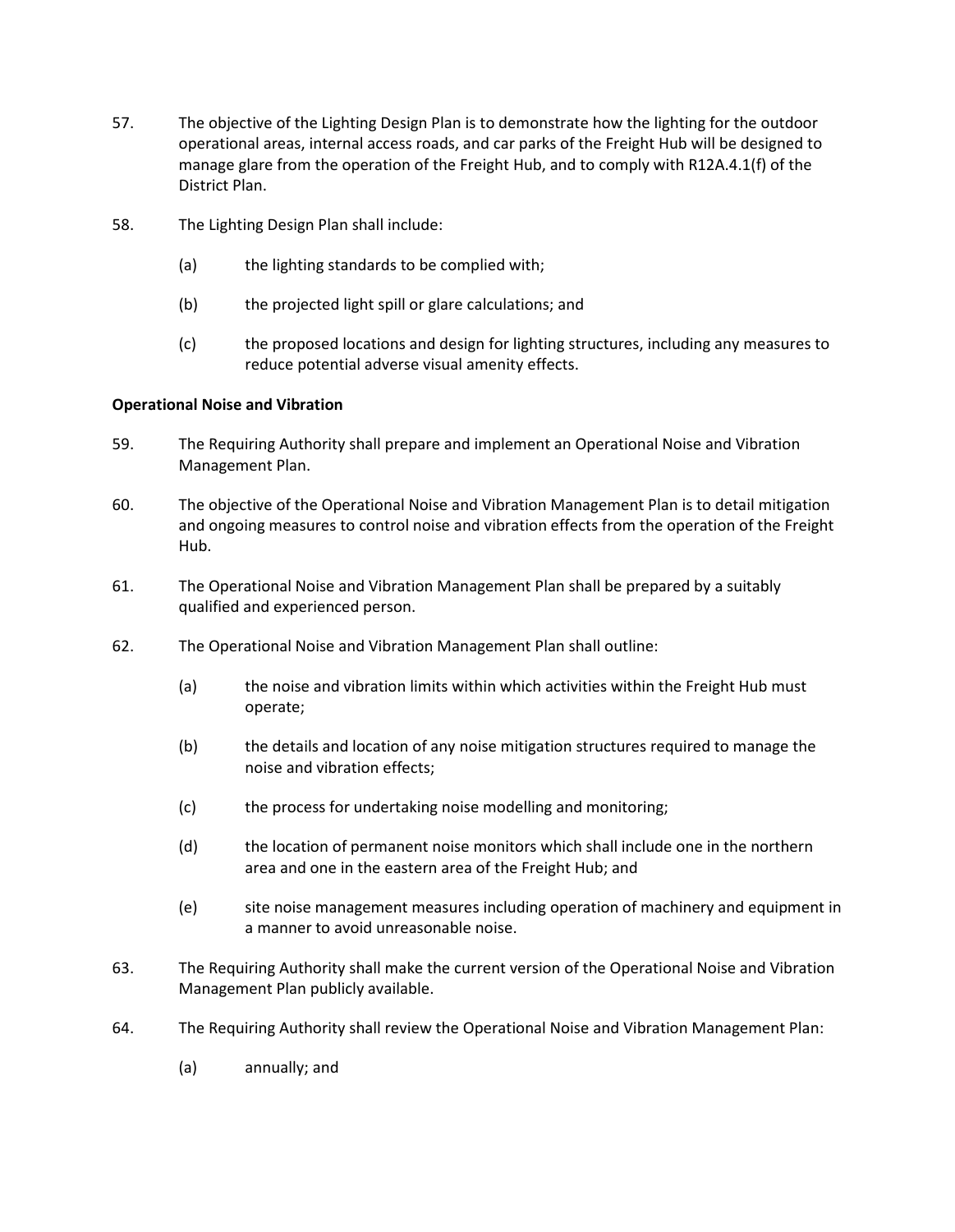57. The objective of the Lighting Design Plan is to demonstrate how the lighting for the outdoor operational areas, internal access roads, and car parks of the Freight Hub will be designed to manage glare from the operation of the Freight Hub, and to comply with R12A.4.1(f) of the District Plan.

58. The Lighting Design Plan shall include:

    (a) the lighting standards to be complied with;

    (b) the projected light spill or glare calculations; and

    (c) the proposed locations and design for lighting structures, including any measures to reduce potential adverse visual amenity effects.

**Operational Noise and Vibration**

59. The Requiring Authority shall prepare and implement an Operational Noise and Vibration Management Plan.

60. The objective of the Operational Noise and Vibration Management Plan is to detail mitigation and ongoing measures to control noise and vibration effects from the operation of the Freight Hub.

61. The Operational Noise and Vibration Management Plan shall be prepared by a suitably qualified and experienced person.

62. The Operational Noise and Vibration Management Plan shall outline:

    (a) the noise and vibration limits within which activities within the Freight Hub must operate;

    (b) the details and location of any noise mitigation structures required to manage the noise and vibration effects;

    (c) the process for undertaking noise modelling and monitoring;

    (d) the location of permanent noise monitors which shall include one in the northern area and one in the eastern area of the Freight Hub; and

    (e) site noise management measures including operation of machinery and equipment in a manner to avoid unreasonable noise.

63. The Requiring Authority shall make the current version of the Operational Noise and Vibration Management Plan publicly available.

64. The Requiring Authority shall review the Operational Noise and Vibration Management Plan:

    (a) annually; and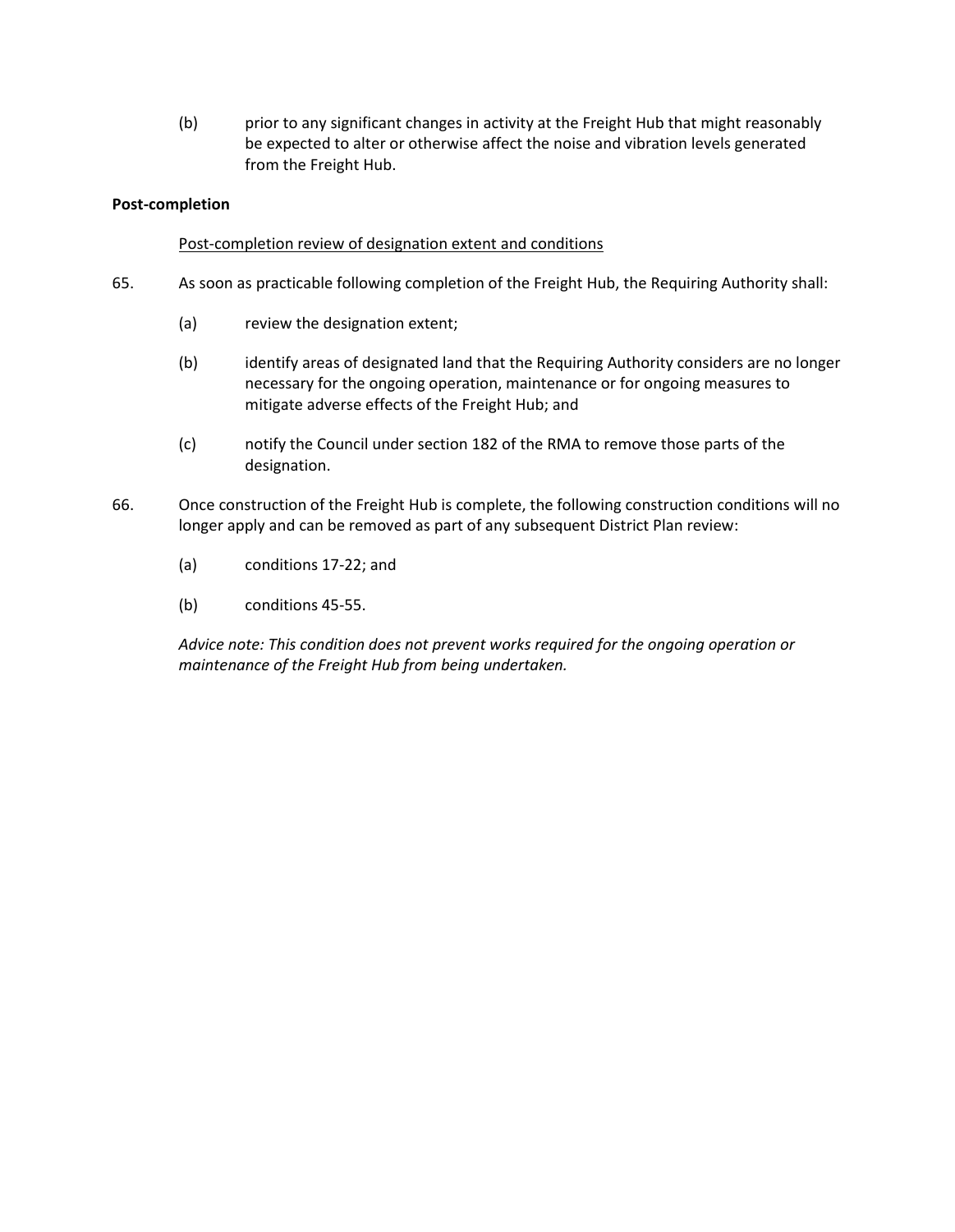(b) prior to any significant changes in activity at the Freight Hub that might reasonably be expected to alter or otherwise affect the noise and vibration levels generated from the Freight Hub.

**Post-completion**

<u>Post-completion review of designation extent and conditions</u>

65. As soon as practicable following completion of the Freight Hub, the Requiring Authority shall:

   (a) review the designation extent;

   (b) identify areas of designated land that the Requiring Authority considers are no longer necessary for the ongoing operation, maintenance or for ongoing measures to mitigate adverse effects of the Freight Hub; and

   (c) notify the Council under section 182 of the RMA to remove those parts of the designation.

66. Once construction of the Freight Hub is complete, the following construction conditions will no longer apply and can be removed as part of any subsequent District Plan review:

   (a) conditions 17-22; and

   (b) conditions 45-55.

   *Advice note: This condition does not prevent works required for the ongoing operation or maintenance of the Freight Hub from being undertaken.*